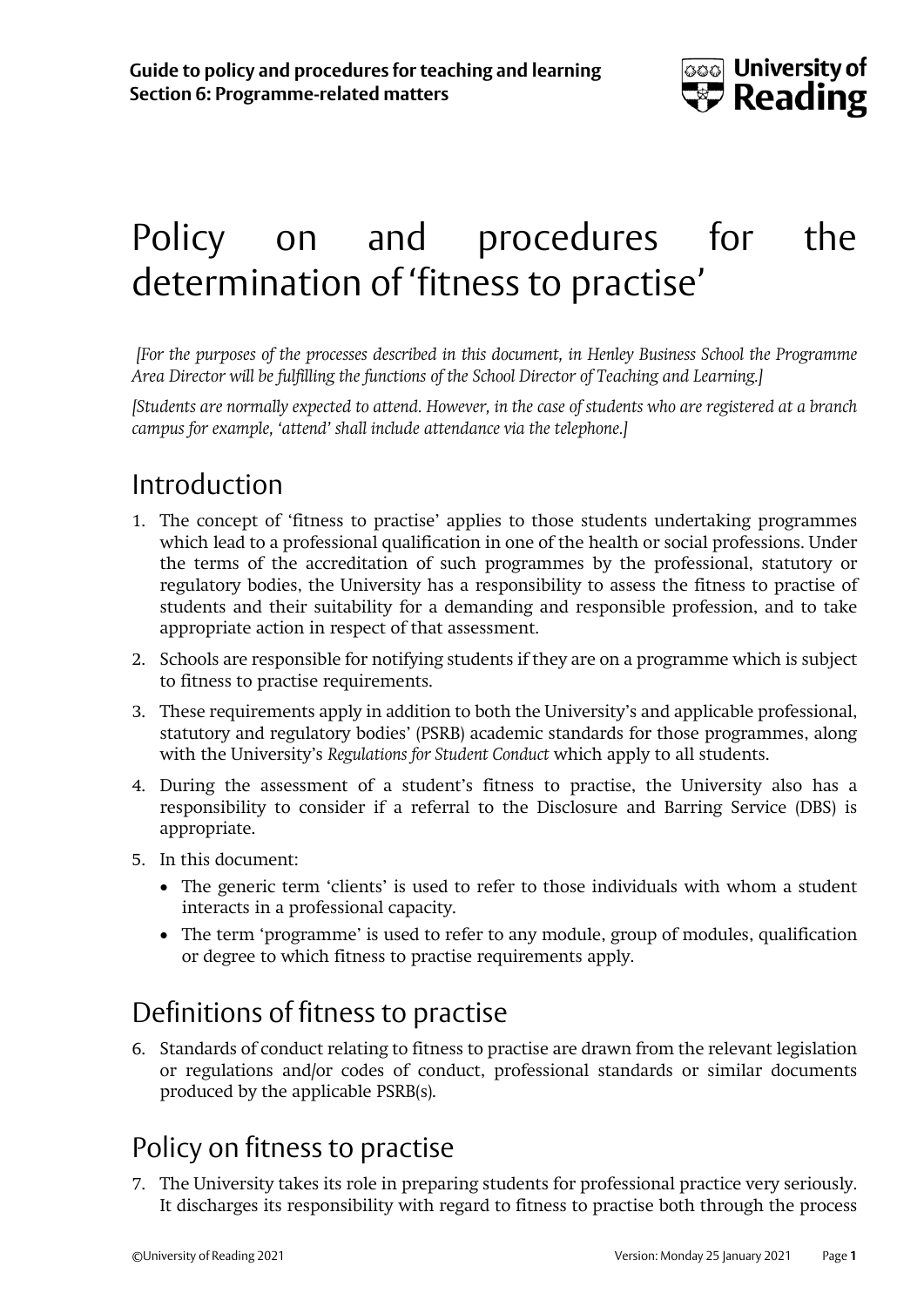# Policy on and procedures for the determination of 'fitness to practise'

*[For the purposes of the processes described in this document, in Henley Business School the Programme Area Director will be fulfilling the functions of the School Director of Teaching and Learning.]*

*[Students are normally expected to attend. However, in the case of students who are registered at a branch campus for example, 'attend' shall include attendance via the telephone.]*

## Introduction

1. The concept of 'fitness to practise' applies to those students undertaking programmes which lead to a professional qualification in one of the health or social professions. Under the terms of the accreditation of such programmes by the professional, statutory or regulatory bodies, the University has a responsibility to assess the fitness to practise of students and their suitability for a demanding and responsible profession, and to take appropriate action in respect of that assessment.
2. Schools are responsible for notifying students if they are on a programme which is subject to fitness to practise requirements.
3. These requirements apply in addition to both the University's and applicable professional, statutory and regulatory bodies' (PSRB) academic standards for those programmes, along with the University's *Regulations for Student Conduct* which apply to all students.
4. During the assessment of a student's fitness to practise, the University also has a responsibility to consider if a referral to the Disclosure and Barring Service (DBS) is appropriate.
5. In this document:
   - The generic term 'clients' is used to refer to those individuals with whom a student interacts in a professional capacity.
   - The term 'programme' is used to refer to any module, group of modules, qualification or degree to which fitness to practise requirements apply.

## Definitions of fitness to practise

6. Standards of conduct relating to fitness to practise are drawn from the relevant legislation or regulations and/or codes of conduct, professional standards or similar documents produced by the applicable PSRB(s).

## Policy on fitness to practise

7. The University takes its role in preparing students for professional practice very seriously. It discharges its responsibility with regard to fitness to practise both through the process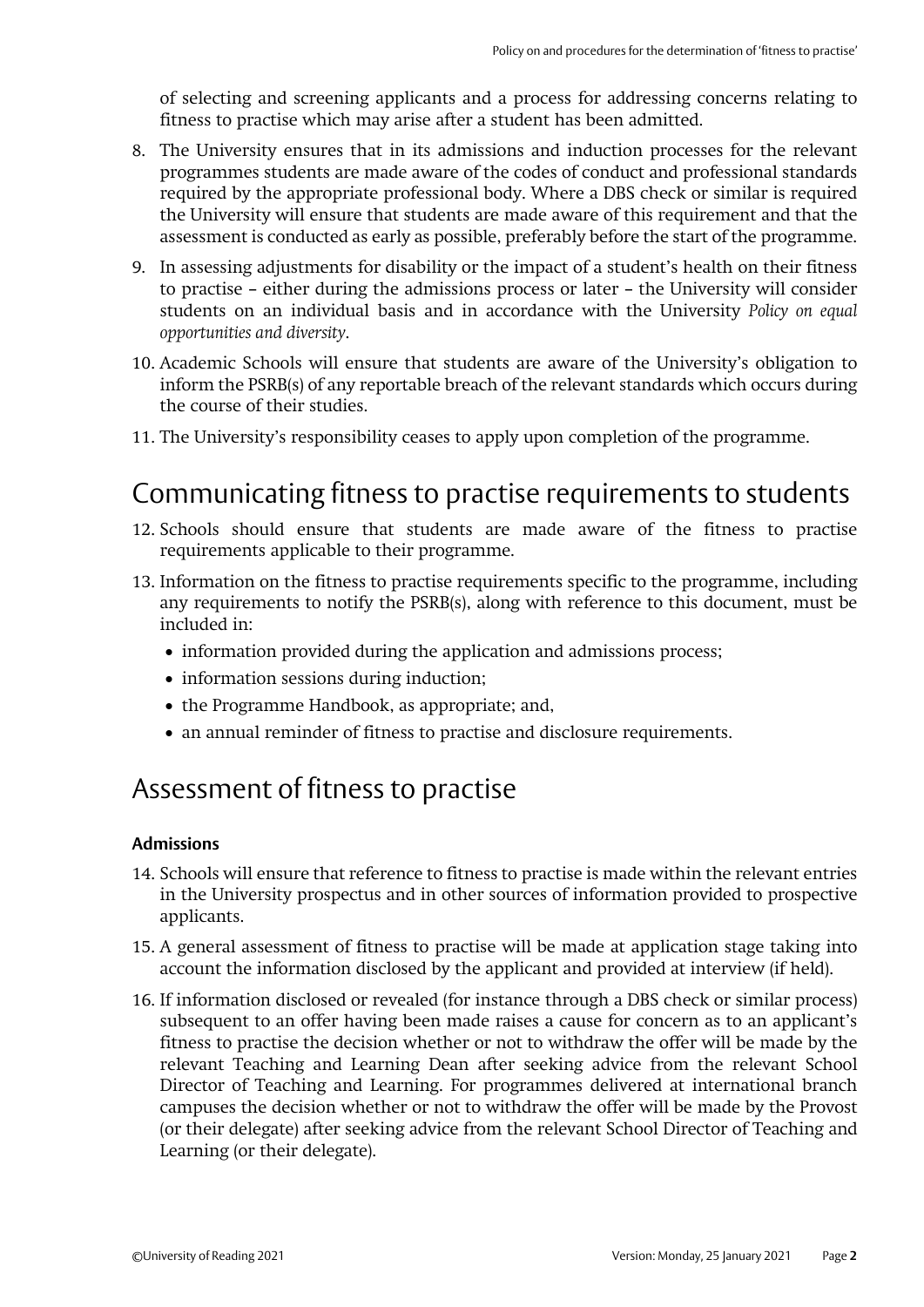of selecting and screening applicants and a process for addressing concerns relating to fitness to practise which may arise after a student has been admitted.

8. The University ensures that in its admissions and induction processes for the relevant programmes students are made aware of the codes of conduct and professional standards required by the appropriate professional body. Where a DBS check or similar is required the University will ensure that students are made aware of this requirement and that the assessment is conducted as early as possible, preferably before the start of the programme.
9. In assessing adjustments for disability or the impact of a student's health on their fitness to practise – either during the admissions process or later – the University will consider students on an individual basis and in accordance with the University *Policy on equal opportunities and diversity*.
10. Academic Schools will ensure that students are aware of the University's obligation to inform the PSRB(s) of any reportable breach of the relevant standards which occurs during the course of their studies.
11. The University's responsibility ceases to apply upon completion of the programme.

## Communicating fitness to practise requirements to students

12. Schools should ensure that students are made aware of the fitness to practise requirements applicable to their programme.
13. Information on the fitness to practise requirements specific to the programme, including any requirements to notify the PSRB(s), along with reference to this document, must be included in:
    - information provided during the application and admissions process;
    - information sessions during induction;
    - the Programme Handbook, as appropriate; and,
    - an annual reminder of fitness to practise and disclosure requirements.

## Assessment of fitness to practise

### Admissions

14. Schools will ensure that reference to fitness to practise is made within the relevant entries in the University prospectus and in other sources of information provided to prospective applicants.
15. A general assessment of fitness to practise will be made at application stage taking into account the information disclosed by the applicant and provided at interview (if held).
16. If information disclosed or revealed (for instance through a DBS check or similar process) subsequent to an offer having been made raises a cause for concern as to an applicant's fitness to practise the decision whether or not to withdraw the offer will be made by the relevant Teaching and Learning Dean after seeking advice from the relevant School Director of Teaching and Learning. For programmes delivered at international branch campuses the decision whether or not to withdraw the offer will be made by the Provost (or their delegate) after seeking advice from the relevant School Director of Teaching and Learning (or their delegate).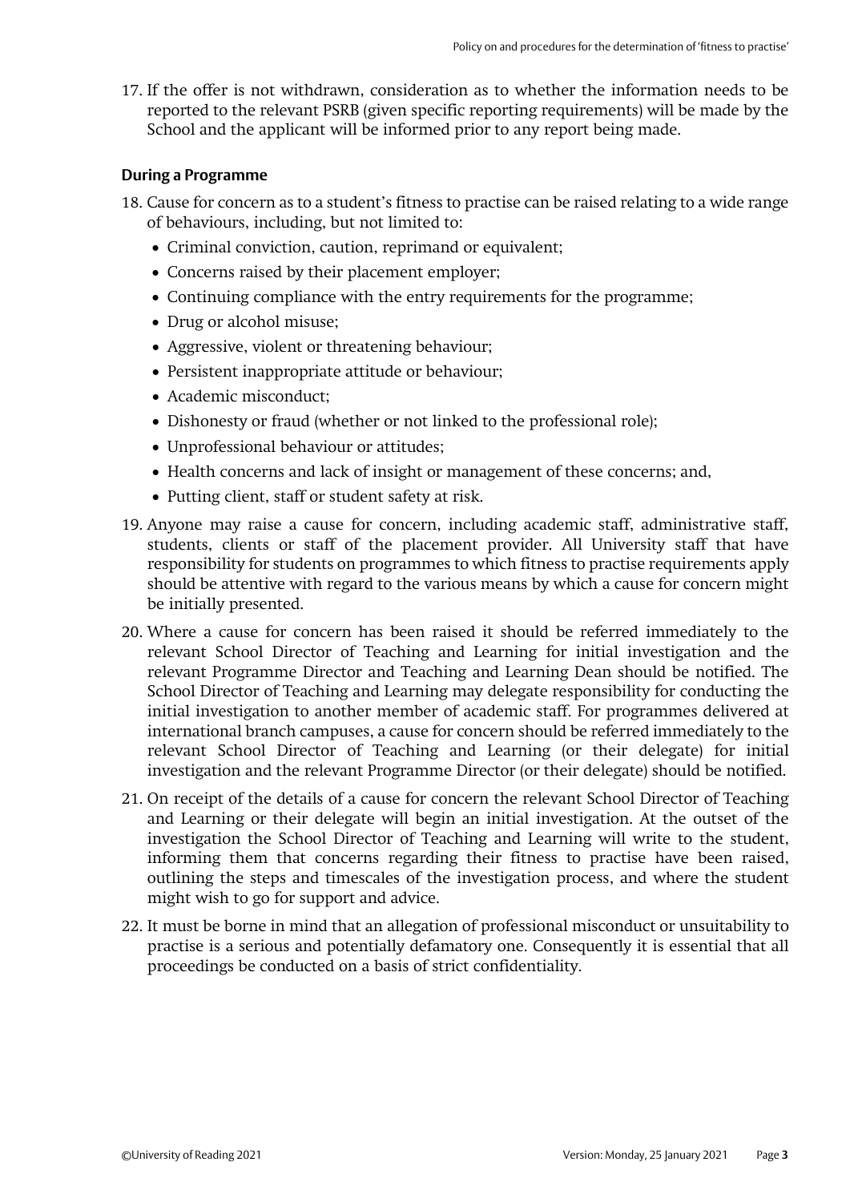17. If the offer is not withdrawn, consideration as to whether the information needs to be reported to the relevant PSRB (given specific reporting requirements) will be made by the School and the applicant will be informed prior to any report being made.

### During a Programme

18. Cause for concern as to a student's fitness to practise can be raised relating to a wide range of behaviours, including, but not limited to:
    - Criminal conviction, caution, reprimand or equivalent;
    - Concerns raised by their placement employer;
    - Continuing compliance with the entry requirements for the programme;
    - Drug or alcohol misuse;
    - Aggressive, violent or threatening behaviour;
    - Persistent inappropriate attitude or behaviour;
    - Academic misconduct;
    - Dishonesty or fraud (whether or not linked to the professional role);
    - Unprofessional behaviour or attitudes;
    - Health concerns and lack of insight or management of these concerns; and,
    - Putting client, staff or student safety at risk.
19. Anyone may raise a cause for concern, including academic staff, administrative staff, students, clients or staff of the placement provider. All University staff that have responsibility for students on programmes to which fitness to practise requirements apply should be attentive with regard to the various means by which a cause for concern might be initially presented.
20. Where a cause for concern has been raised it should be referred immediately to the relevant School Director of Teaching and Learning for initial investigation and the relevant Programme Director and Teaching and Learning Dean should be notified. The School Director of Teaching and Learning may delegate responsibility for conducting the initial investigation to another member of academic staff. For programmes delivered at international branch campuses, a cause for concern should be referred immediately to the relevant School Director of Teaching and Learning (or their delegate) for initial investigation and the relevant Programme Director (or their delegate) should be notified.
21. On receipt of the details of a cause for concern the relevant School Director of Teaching and Learning or their delegate will begin an initial investigation. At the outset of the investigation the School Director of Teaching and Learning will write to the student, informing them that concerns regarding their fitness to practise have been raised, outlining the steps and timescales of the investigation process, and where the student might wish to go for support and advice.
22. It must be borne in mind that an allegation of professional misconduct or unsuitability to practise is a serious and potentially defamatory one. Consequently it is essential that all proceedings be conducted on a basis of strict confidentiality.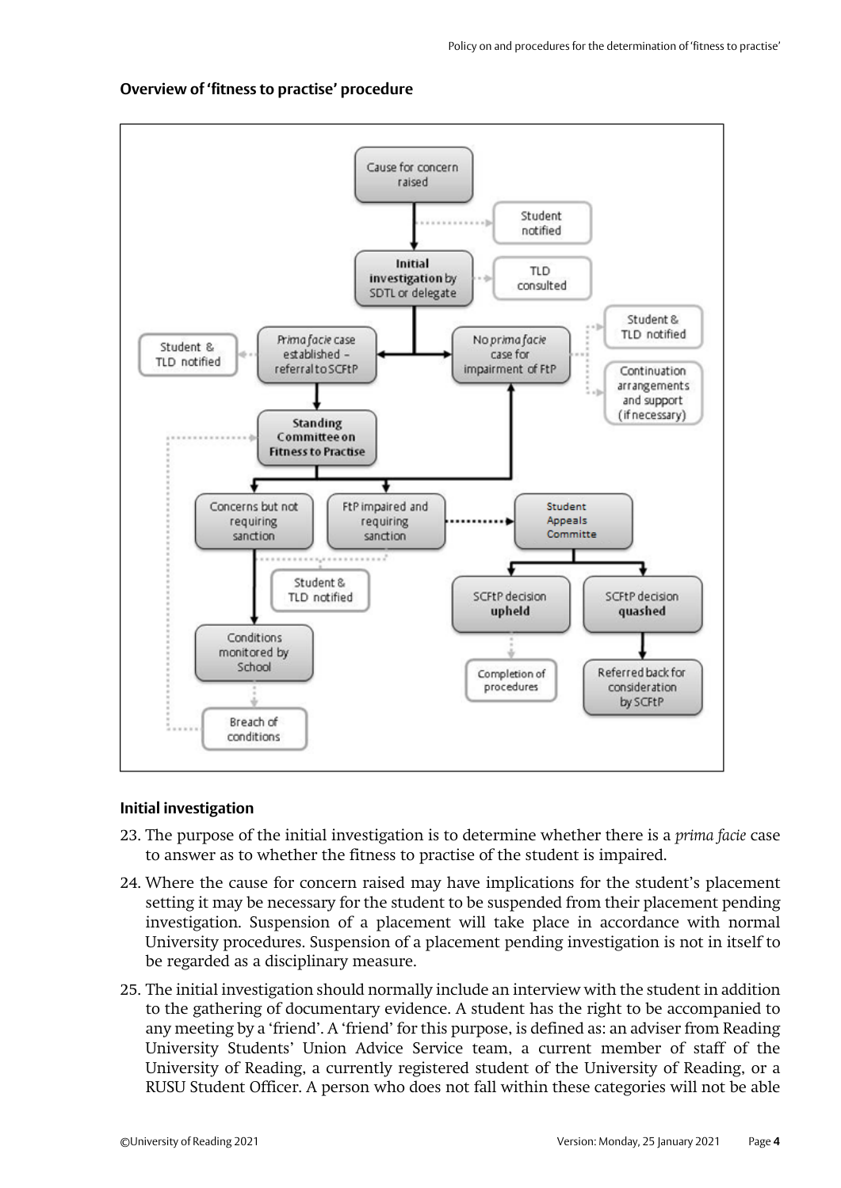### Overview of 'fitness to practise' procedure

Cause for concern raised

Student notified

**Initial investigation** by SDTL or delegate

TLD consulted

*Prima facie* case established – referral to SCFtP

Student & TLD notified

No *prima facie* case for impairment of FtP

Student & TLD notified

Continuation arrangements and support (if necessary)

**Standing Committee on Fitness to Practise**

Concerns but not requiring sanction

FtP impaired and requiring sanction

Student Appeals Committe

Student & TLD notified

SCFtP decision **upheld**

SCFtP decision **quashed**

Conditions monitored by School

Completion of procedures

Referred back for consideration by SCFtP

Breach of conditions

### Initial investigation

23. The purpose of the initial investigation is to determine whether there is a *prima facie* case to answer as to whether the fitness to practise of the student is impaired.

24. Where the cause for concern raised may have implications for the student's placement setting it may be necessary for the student to be suspended from their placement pending investigation. Suspension of a placement will take place in accordance with normal University procedures. Suspension of a placement pending investigation is not in itself to be regarded as a disciplinary measure.

25. The initial investigation should normally include an interview with the student in addition to the gathering of documentary evidence. A student has the right to be accompanied to any meeting by a 'friend'. A 'friend' for this purpose, is defined as: an adviser from Reading University Students' Union Advice Service team, a current member of staff of the University of Reading, a currently registered student of the University of Reading, or a RUSU Student Officer. A person who does not fall within these categories will not be able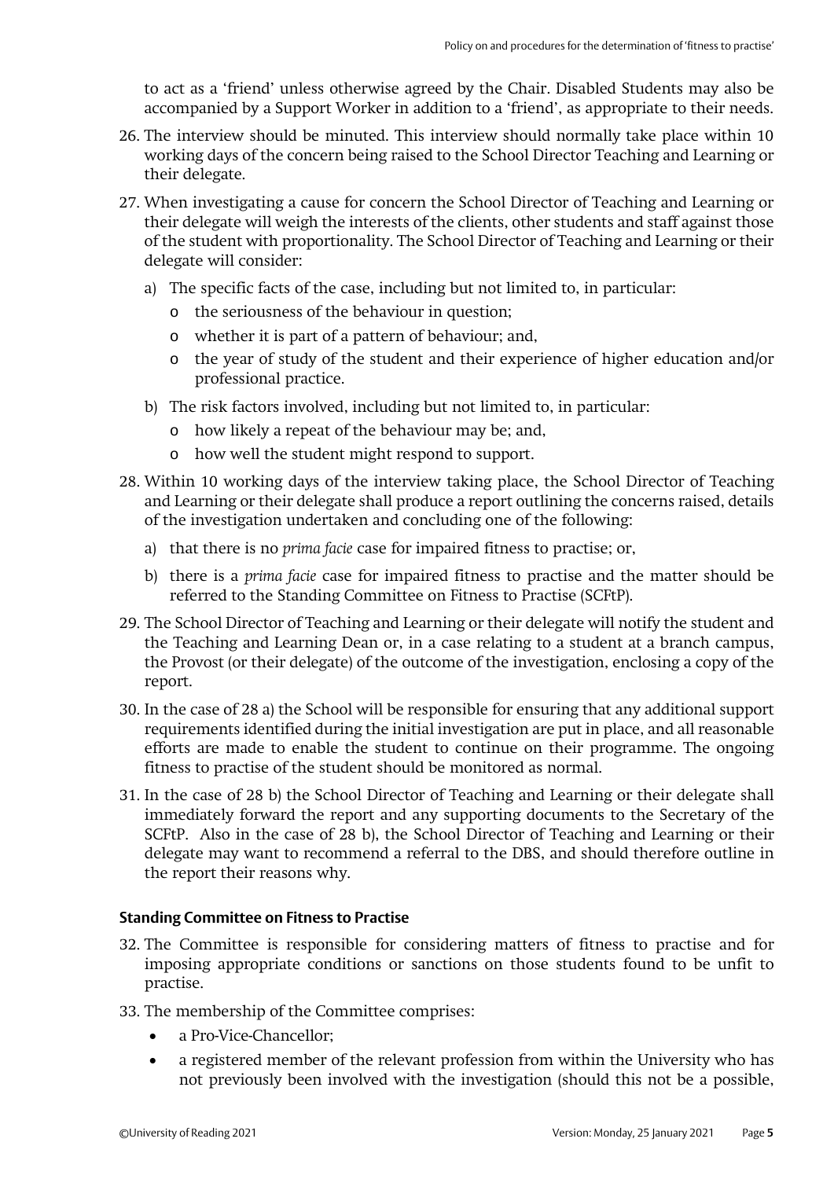to act as a 'friend' unless otherwise agreed by the Chair. Disabled Students may also be accompanied by a Support Worker in addition to a 'friend', as appropriate to their needs.

26. The interview should be minuted. This interview should normally take place within 10 working days of the concern being raised to the School Director Teaching and Learning or their delegate.

27. When investigating a cause for concern the School Director of Teaching and Learning or their delegate will weigh the interests of the clients, other students and staff against those of the student with proportionality. The School Director of Teaching and Learning or their delegate will consider:

    a) The specific facts of the case, including but not limited to, in particular:
        - the seriousness of the behaviour in question;
        - whether it is part of a pattern of behaviour; and,
        - the year of study of the student and their experience of higher education and/or professional practice.

    b) The risk factors involved, including but not limited to, in particular:
        - how likely a repeat of the behaviour may be; and,
        - how well the student might respond to support.

28. Within 10 working days of the interview taking place, the School Director of Teaching and Learning or their delegate shall produce a report outlining the concerns raised, details of the investigation undertaken and concluding one of the following:

    a) that there is no *prima facie* case for impaired fitness to practise; or,

    b) there is a *prima facie* case for impaired fitness to practise and the matter should be referred to the Standing Committee on Fitness to Practise (SCFtP).

29. The School Director of Teaching and Learning or their delegate will notify the student and the Teaching and Learning Dean or, in a case relating to a student at a branch campus, the Provost (or their delegate) of the outcome of the investigation, enclosing a copy of the report.

30. In the case of 28 a) the School will be responsible for ensuring that any additional support requirements identified during the initial investigation are put in place, and all reasonable efforts are made to enable the student to continue on their programme. The ongoing fitness to practise of the student should be monitored as normal.

31. In the case of 28 b) the School Director of Teaching and Learning or their delegate shall immediately forward the report and any supporting documents to the Secretary of the SCFtP. Also in the case of 28 b), the School Director of Teaching and Learning or their delegate may want to recommend a referral to the DBS, and should therefore outline in the report their reasons why.

### Standing Committee on Fitness to Practise

32. The Committee is responsible for considering matters of fitness to practise and for imposing appropriate conditions or sanctions on those students found to be unfit to practise.

33. The membership of the Committee comprises:
    - a Pro-Vice-Chancellor;
    - a registered member of the relevant profession from within the University who has not previously been involved with the investigation (should this not be a possible,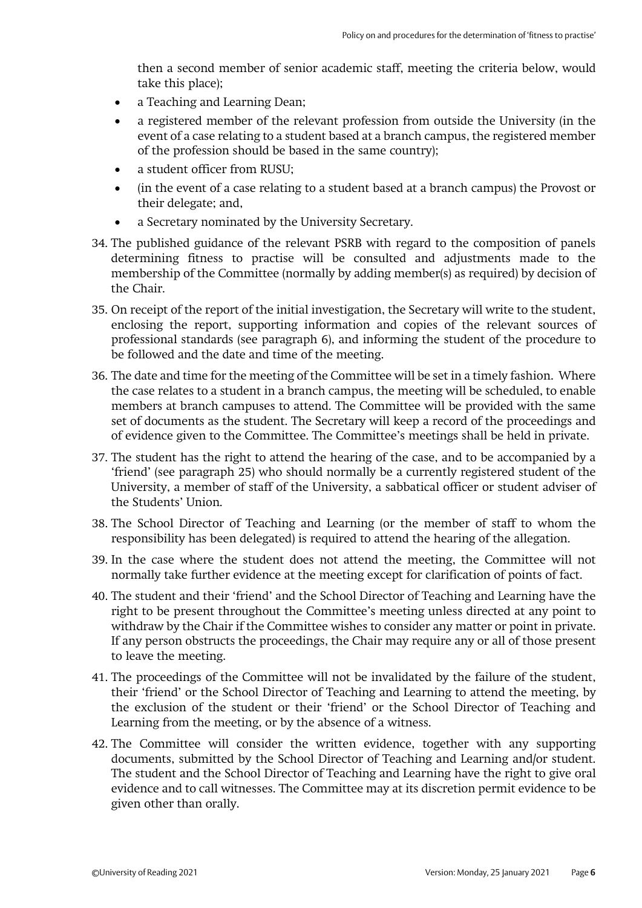then a second member of senior academic staff, meeting the criteria below, would take this place);

- a Teaching and Learning Dean;
- a registered member of the relevant profession from outside the University (in the event of a case relating to a student based at a branch campus, the registered member of the profession should be based in the same country);
- a student officer from RUSU;
- (in the event of a case relating to a student based at a branch campus) the Provost or their delegate; and,
- a Secretary nominated by the University Secretary.

34. The published guidance of the relevant PSRB with regard to the composition of panels determining fitness to practise will be consulted and adjustments made to the membership of the Committee (normally by adding member(s) as required) by decision of the Chair.

35. On receipt of the report of the initial investigation, the Secretary will write to the student, enclosing the report, supporting information and copies of the relevant sources of professional standards (see paragraph 6), and informing the student of the procedure to be followed and the date and time of the meeting.

36. The date and time for the meeting of the Committee will be set in a timely fashion. Where the case relates to a student in a branch campus, the meeting will be scheduled, to enable members at branch campuses to attend. The Committee will be provided with the same set of documents as the student. The Secretary will keep a record of the proceedings and of evidence given to the Committee. The Committee's meetings shall be held in private.

37. The student has the right to attend the hearing of the case, and to be accompanied by a 'friend' (see paragraph 25) who should normally be a currently registered student of the University, a member of staff of the University, a sabbatical officer or student adviser of the Students' Union.

38. The School Director of Teaching and Learning (or the member of staff to whom the responsibility has been delegated) is required to attend the hearing of the allegation.

39. In the case where the student does not attend the meeting, the Committee will not normally take further evidence at the meeting except for clarification of points of fact.

40. The student and their 'friend' and the School Director of Teaching and Learning have the right to be present throughout the Committee's meeting unless directed at any point to withdraw by the Chair if the Committee wishes to consider any matter or point in private. If any person obstructs the proceedings, the Chair may require any or all of those present to leave the meeting.

41. The proceedings of the Committee will not be invalidated by the failure of the student, their 'friend' or the School Director of Teaching and Learning to attend the meeting, by the exclusion of the student or their 'friend' or the School Director of Teaching and Learning from the meeting, or by the absence of a witness.

42. The Committee will consider the written evidence, together with any supporting documents, submitted by the School Director of Teaching and Learning and/or student. The student and the School Director of Teaching and Learning have the right to give oral evidence and to call witnesses. The Committee may at its discretion permit evidence to be given other than orally.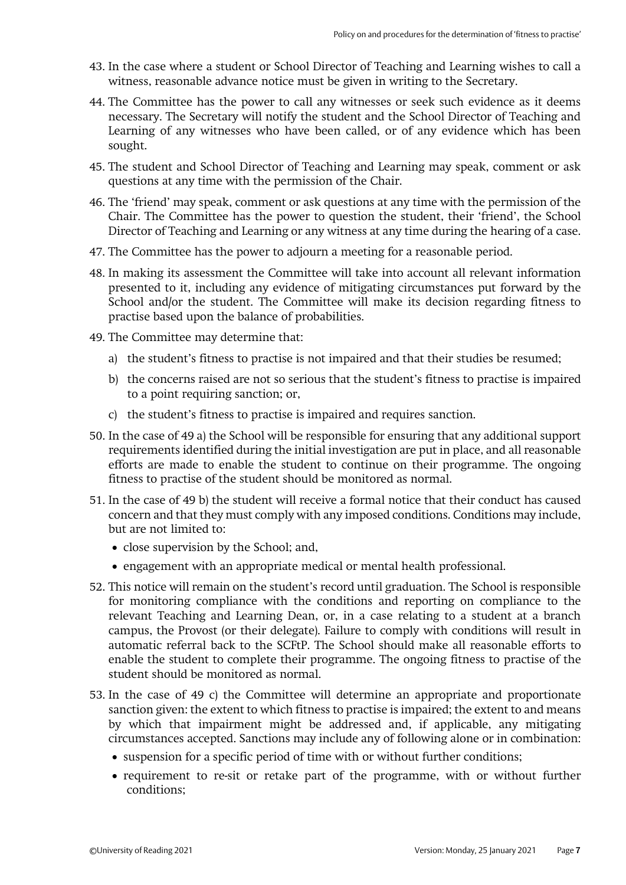43. In the case where a student or School Director of Teaching and Learning wishes to call a witness, reasonable advance notice must be given in writing to the Secretary.

44. The Committee has the power to call any witnesses or seek such evidence as it deems necessary. The Secretary will notify the student and the School Director of Teaching and Learning of any witnesses who have been called, or of any evidence which has been sought.

45. The student and School Director of Teaching and Learning may speak, comment or ask questions at any time with the permission of the Chair.

46. The 'friend' may speak, comment or ask questions at any time with the permission of the Chair. The Committee has the power to question the student, their 'friend', the School Director of Teaching and Learning or any witness at any time during the hearing of a case.

47. The Committee has the power to adjourn a meeting for a reasonable period.

48. In making its assessment the Committee will take into account all relevant information presented to it, including any evidence of mitigating circumstances put forward by the School and/or the student. The Committee will make its decision regarding fitness to practise based upon the balance of probabilities.

49. The Committee may determine that:

    a) the student's fitness to practise is not impaired and that their studies be resumed;

    b) the concerns raised are not so serious that the student's fitness to practise is impaired to a point requiring sanction; or,

    c) the student's fitness to practise is impaired and requires sanction.

50. In the case of 49 a) the School will be responsible for ensuring that any additional support requirements identified during the initial investigation are put in place, and all reasonable efforts are made to enable the student to continue on their programme. The ongoing fitness to practise of the student should be monitored as normal.

51. In the case of 49 b) the student will receive a formal notice that their conduct has caused concern and that they must comply with any imposed conditions. Conditions may include, but are not limited to:

    - close supervision by the School; and,
    - engagement with an appropriate medical or mental health professional.

52. This notice will remain on the student's record until graduation. The School is responsible for monitoring compliance with the conditions and reporting on compliance to the relevant Teaching and Learning Dean, or, in a case relating to a student at a branch campus, the Provost (or their delegate). Failure to comply with conditions will result in automatic referral back to the SCFtP. The School should make all reasonable efforts to enable the student to complete their programme. The ongoing fitness to practise of the student should be monitored as normal.

53. In the case of 49 c) the Committee will determine an appropriate and proportionate sanction given: the extent to which fitness to practise is impaired; the extent to and means by which that impairment might be addressed and, if applicable, any mitigating circumstances accepted. Sanctions may include any of following alone or in combination:

    - suspension for a specific period of time with or without further conditions;
    - requirement to re-sit or retake part of the programme, with or without further conditions;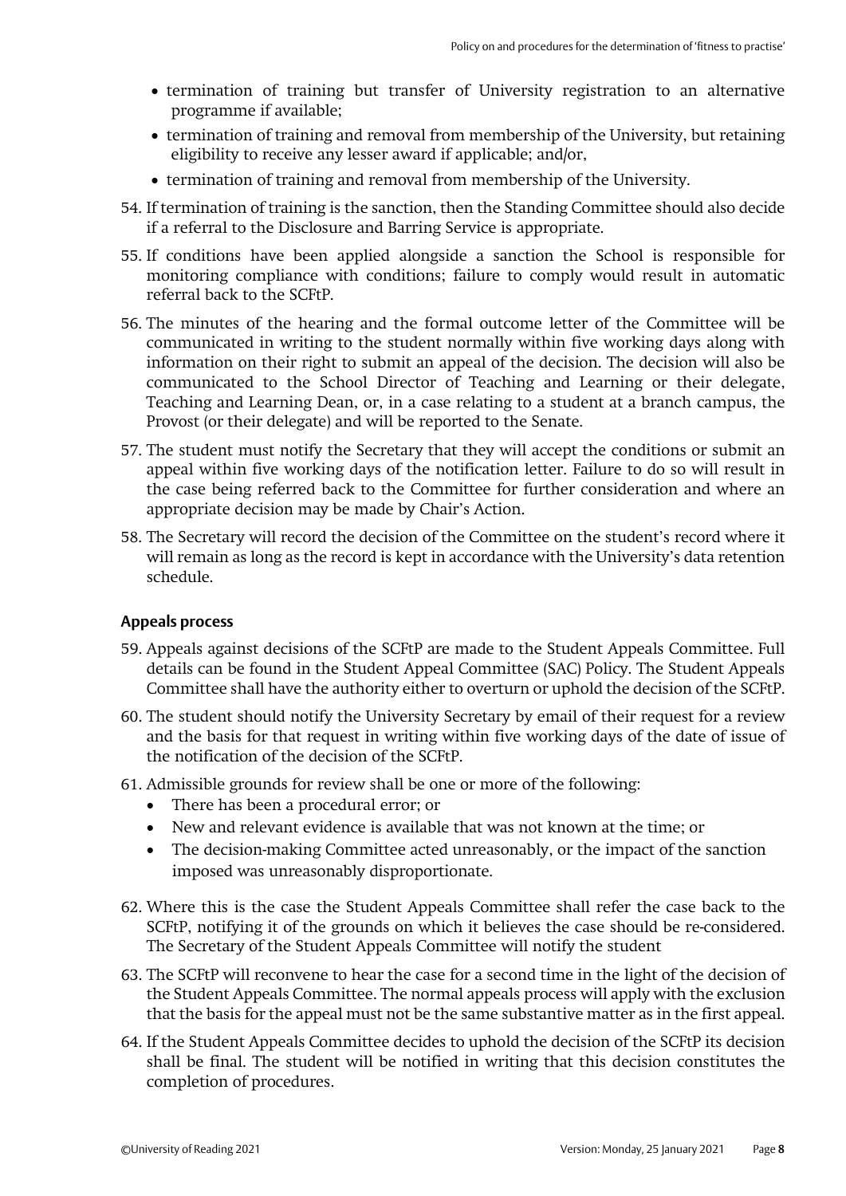- termination of training but transfer of University registration to an alternative programme if available;
- termination of training and removal from membership of the University, but retaining eligibility to receive any lesser award if applicable; and/or,
- termination of training and removal from membership of the University.

54. If termination of training is the sanction, then the Standing Committee should also decide if a referral to the Disclosure and Barring Service is appropriate.
55. If conditions have been applied alongside a sanction the School is responsible for monitoring compliance with conditions; failure to comply would result in automatic referral back to the SCFtP.
56. The minutes of the hearing and the formal outcome letter of the Committee will be communicated in writing to the student normally within five working days along with information on their right to submit an appeal of the decision. The decision will also be communicated to the School Director of Teaching and Learning or their delegate, Teaching and Learning Dean, or, in a case relating to a student at a branch campus, the Provost (or their delegate) and will be reported to the Senate.
57. The student must notify the Secretary that they will accept the conditions or submit an appeal within five working days of the notification letter. Failure to do so will result in the case being referred back to the Committee for further consideration and where an appropriate decision may be made by Chair's Action.
58. The Secretary will record the decision of the Committee on the student's record where it will remain as long as the record is kept in accordance with the University's data retention schedule.

### Appeals process

59. Appeals against decisions of the SCFtP are made to the Student Appeals Committee. Full details can be found in the Student Appeal Committee (SAC) Policy. The Student Appeals Committee shall have the authority either to overturn or uphold the decision of the SCFtP.
60. The student should notify the University Secretary by email of their request for a review and the basis for that request in writing within five working days of the date of issue of the notification of the decision of the SCFtP.
61. Admissible grounds for review shall be one or more of the following:
    - There has been a procedural error; or
    - New and relevant evidence is available that was not known at the time; or
    - The decision-making Committee acted unreasonably, or the impact of the sanction imposed was unreasonably disproportionate.
62. Where this is the case the Student Appeals Committee shall refer the case back to the SCFtP, notifying it of the grounds on which it believes the case should be re-considered. The Secretary of the Student Appeals Committee will notify the student
63. The SCFtP will reconvene to hear the case for a second time in the light of the decision of the Student Appeals Committee. The normal appeals process will apply with the exclusion that the basis for the appeal must not be the same substantive matter as in the first appeal.
64. If the Student Appeals Committee decides to uphold the decision of the SCFtP its decision shall be final. The student will be notified in writing that this decision constitutes the completion of procedures.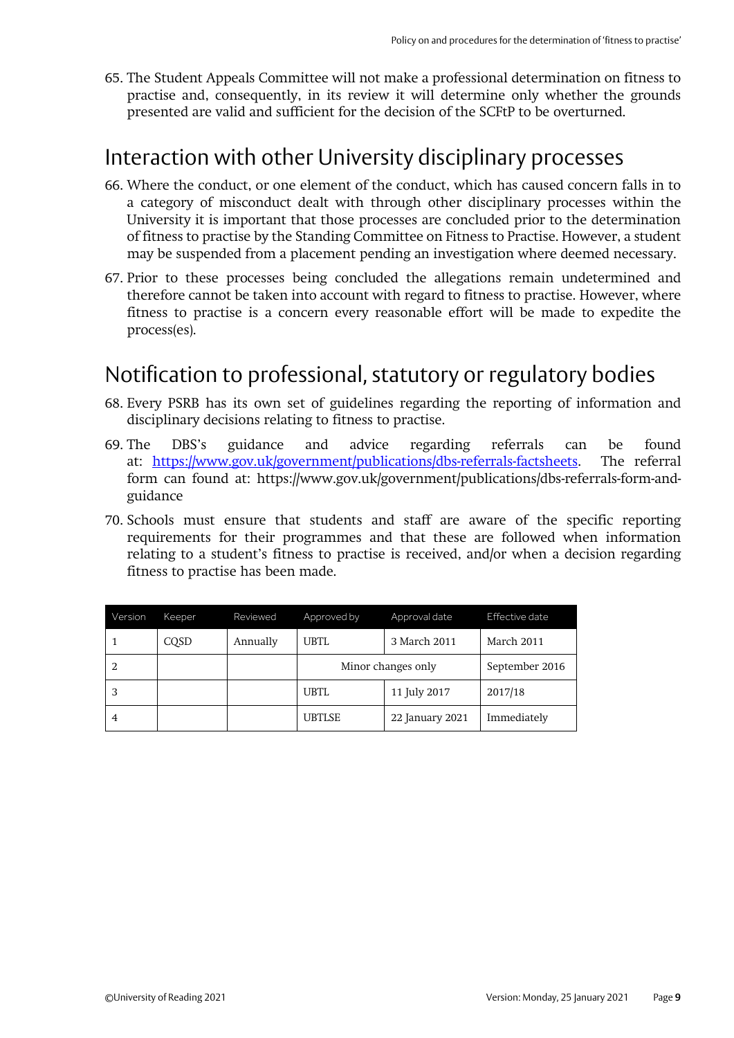65. The Student Appeals Committee will not make a professional determination on fitness to practise and, consequently, in its review it will determine only whether the grounds presented are valid and sufficient for the decision of the SCFtP to be overturned.

## Interaction with other University disciplinary processes

66. Where the conduct, or one element of the conduct, which has caused concern falls in to a category of misconduct dealt with through other disciplinary processes within the University it is important that those processes are concluded prior to the determination of fitness to practise by the Standing Committee on Fitness to Practise. However, a student may be suspended from a placement pending an investigation where deemed necessary.

67. Prior to these processes being concluded the allegations remain undetermined and therefore cannot be taken into account with regard to fitness to practise. However, where fitness to practise is a concern every reasonable effort will be made to expedite the process(es).

## Notification to professional, statutory or regulatory bodies

68. Every PSRB has its own set of guidelines regarding the reporting of information and disciplinary decisions relating to fitness to practise.

69. The DBS's guidance and advice regarding referrals can be found at: https://www.gov.uk/government/publications/dbs-referrals-factsheets. The referral form can found at: https://www.gov.uk/government/publications/dbs-referrals-form-and-guidance

70. Schools must ensure that students and staff are aware of the specific reporting requirements for their programmes and that these are followed when information relating to a student's fitness to practise is received, and/or when a decision regarding fitness to practise has been made.

| Version | Keeper | Reviewed | Approved by | Approval date | Effective date |
|---|---|---|---|---|---|
| 1 | CQSD | Annually | UBTL | 3 March 2011 | March 2011 |
| 2 | | | Minor changes only | | September 2016 |
| 3 | | | UBTL | 11 July 2017 | 2017/18 |
| 4 | | | UBTLSE | 22 January 2021 | Immediately |